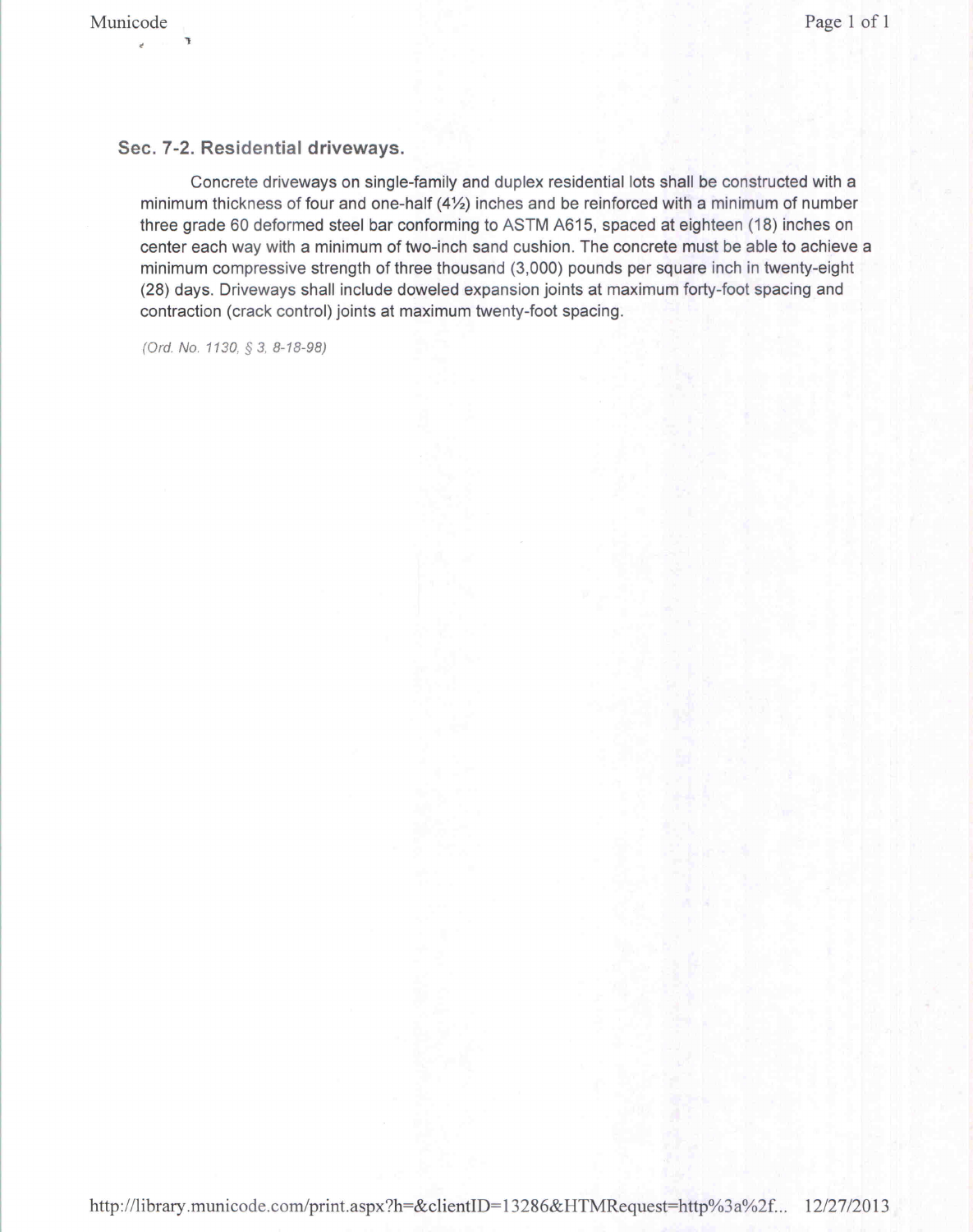### Sec. 7-2. Residential driveways.

Concrete driveways on single-family and duplex residential lots shall be constructed with a minimum thickness of four and one-half (4½) inches and be reinforced with a minimum of number three grade 60 deformed steel bar conforming to ASTM A615, spaced at eighteen (18) inches on center each way with a minimum of two-inch sand cushion. The concrete must be able to achieve a minimum compressive strength of three thousand (3,000) pounds per square inch in twenty-eight (28) days. Driveways shall include doweled expansion joints at maximum forty-foot spacing and contraction (crack control) joints at maximum twenty-foot spacing.

*(Ord. No. 1130, § 3, 8-18-98)*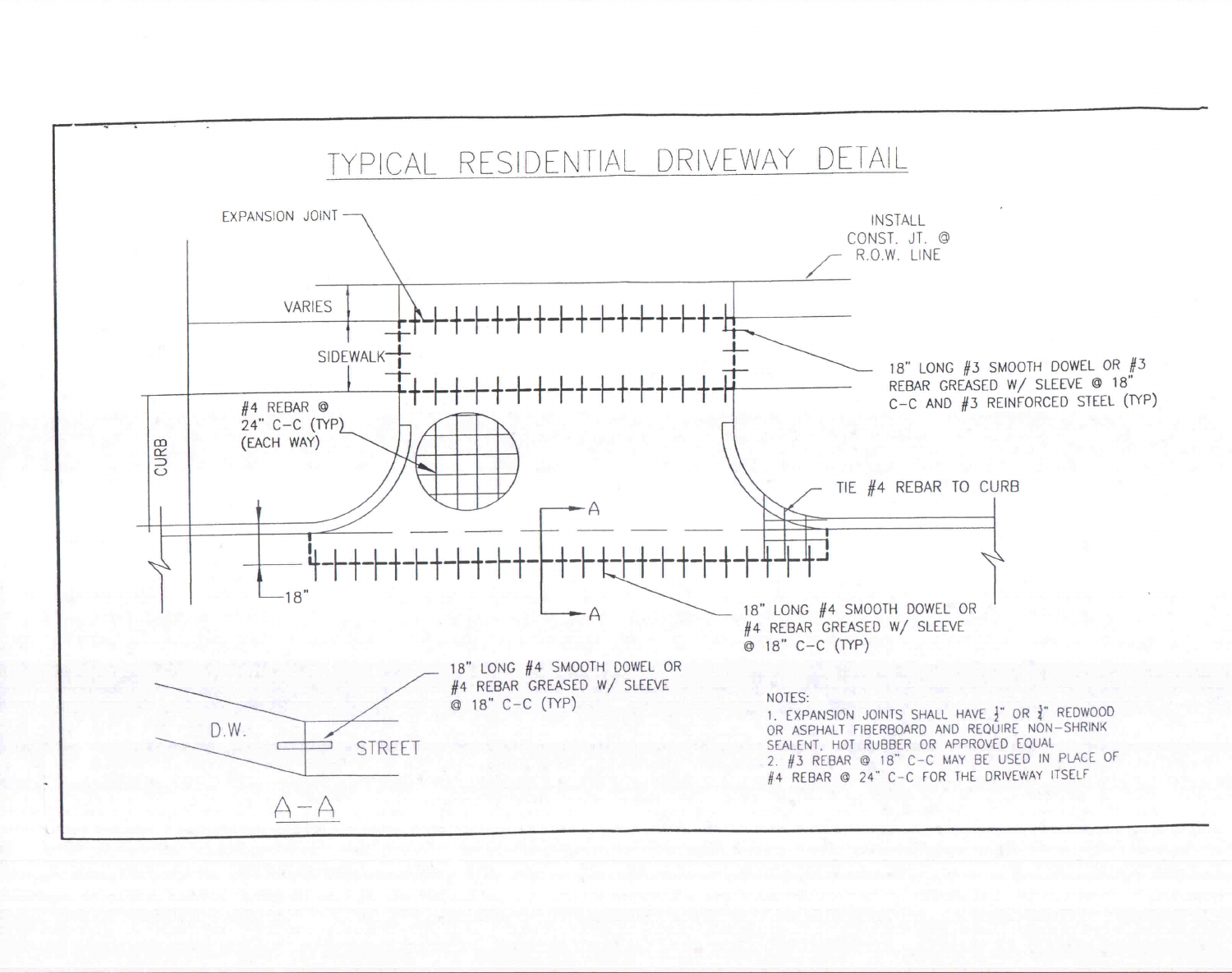# TYPICAL RESIDENTIAL DRIVEWAY DETAIL

EXPANSION JOINT

INSTALL CONST. JT. @ R.O.W. LINE

VARIES

SIDEWALK

18" LONG #3 SMOOTH DOWEL OR #3 REBAR GREASED W/ SLEEVE @ 18" C-C AND #3 REINFORCED STEEL (TYP)

#4 REBAR @ 24" C-C (TYP) (EACH WAY)

CURB

TIE #4 REBAR TO CURB

A

A

18"

18" LONG #4 SMOOTH DOWEL OR #4 REBAR GREASED W/ SLEEVE @ 18" C-C (TYP)

18" LONG #4 SMOOTH DOWEL OR #4 REBAR GREASED W/ SLEEVE @ 18" C-C (TYP)

D.W.

STREET

A-A

NOTES:

1. EXPANSION JOINTS SHALL HAVE ½" OR ¾" REDWOOD OR ASPHALT FIBERBOARD AND REQUIRE NON-SHRINK SEALENT, HOT RUBBER OR APPROVED EQUAL
2. #3 REBAR @ 18" C-C MAY BE USED IN PLACE OF #4 REBAR @ 24" C-C FOR THE DRIVEWAY ITSELF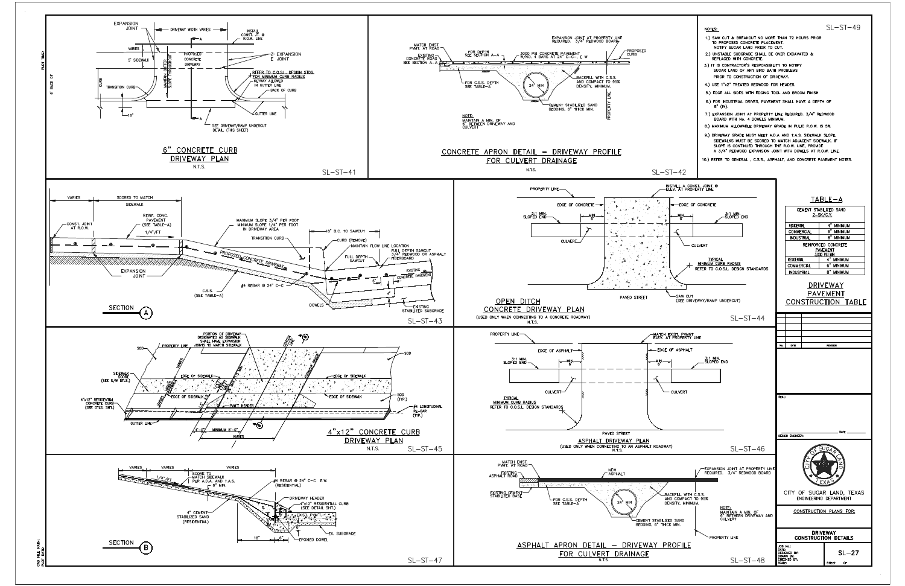SL-ST-49

NOTES:

1.) SAW CUT & BREAKOUT NO MORE THAN 72 HOURS PRIOR TO PROPOSED CONCRETE PLACEMENT. NOTIFY SUGAR LAND PRIOR TO CUT.

2.) UNSTABLE SUBGRADE SHALL BE OVER EXCAVATED & REPLACED WITH CONCRETE.

3.) IT IS CONTRACTOR'S RESPONSIBILITY TO NOTIFY SUGAR LAND OF ANY BIRD BATH PROBLEMS PRIOR TO CONSTRUCTION OF DRIVEWAY.

4.) USE 1"x2" TREATED REDWOOD FOR HEADER.

5.) EDGE ALL SIDES WITH EDGING TOOL AND BROOM FINISH

6.) FOR INDUSTRIAL DRIVES, PAVEMENT SHALL HAVE A DEPTH OF 8" (IN).

7.) EXPANSION JOINT AT PROPERTY LINE REQUIRED. 3/4" REDWOOD BOARD WITH No. 4 DOWELS MINIMUM.

8.) MAXIMUM ALLOWABLE DRIVEWAY GRADE IN PULIC R.O.W. IS 5%.

9.) DRIVEWAY GRADE MUST MEET A.D.A AND T.A.S. SIDEWALK SLOPE. SIDEWALKS MUST BE SCORED TO MATCH ADJACENT SIDEWALK. IF SLOPE IS CONTINUED THROUGH THE R.O.W. LINE, PROVIDE A 3/4" REDWOOD EXPANSION JOINT WITH DOWELS AT R.O.W. LINE

10.) REFER TO GENERAL , C.S.S., ASPHALT, AND CONCRETE PAVEMENT NOTES.

## TABLE-A

| | |
|---|---|
| CEMENT STABILIZED SAND 2-SK/C.Y. | |
| RESIDENTIAL | 4" MINIMUM |
| COMMERCIAL | 6" MINIMUM |
| INDUSTRIAL | 8" MINIMUM |
| REINFORCED CONCRETE PAVEMENT 3000 PSI MIN | |
| RESIDENTIAL | 4" MINIMUM |
| COMMERCIAL | 6" MINIMUM |
| INDUSTRIAL | 8" MINIMUM |

DRIVEWAY PAVEMENT CONSTRUCTION TABLE

## 6" CONCRETE CURB DRIVEWAY PLAN
N.T.S.

EXPANSION JOINT, DRIVEWAY WIDTH VARIES, INSTALL CONST. JT. @ R.O.W. LINE, VARIES, 5' SIDEWALK, PROPOSED CONCRETE DRIVEWAY, MAINTAIN GUTTER SLOPE THROUGHOUT, EXPANSION JOINT, CURB, TRANSITION CURB, REFER TO C.O.S.L. DESIGN STDS. FOR MINIMUM CURB RADIUS, KEYWAY ALLOWED IN GUTTER LINE, BACK OF CURB, 18", GUTTER LINE, SEE DRIVEWAY/RAMP UNDERCUT DETAIL (THIS SHEET), 6' BACK OF

SL-ST-41

## CONCRETE APRON DETAIL – DRIVEWAY PROFILE FOR CULVERT DRAINAGE
N.T.S.

MATCH EXIST. PVMT. AT ROAD, EXISTING CONCRETE ROAD SEE SECTION A-A, FOR DEPTH SEE SECTION A-A, 3000 PSI CONCRETE PAVEMENT W/NO. 4 BARS AT 24" C-C, E W, EXPANSION JOINT AT PROPERTY LINE REQUIRED. 3/4" REDWOOD BOARD, PROPOSED CURB, FOR C.S.S. DEPTH SEE TABLE-A, 24" MIN, BACKFILL WITH C.S.S. AND COMPACT TO 95% DENSITY, MINIMUM., CEMENT STABILIZED SAND BEDDING, 6" THICK MIN., PROPERTY LINE

NOTE: MAINTAIN A MIN. OF 6" BETWEEN DRIVEWAY AND CULVERT

SL-ST-42

## SECTION A

VARIES, SCORED TO MATCH SIDEWALK, CONST. JOINT AT R.O.W., REINF. CONC. PAVEMENT (SEE TABLE-A), 1/4"/FT, MAXIMUM SLOPE 3/4" PER FOOT MINIMUM SLOPE 1/4" PER FOOT IN DRIVEWAY AREA, TRANSITION CURB, 18" B.C. TO SAWCUT, CURB (REMOVE), MAINTAIN FLOW LINE LOCATION, FULL DEPTH SAWCUT 3/4" REDWOOD OR ASPHALT FIBERBOARD, FULL DEPTH SAWCUT, EXISTING CONCRETE PAVEMENT, PROPOSED CONCRETE DRIVEWAY, EXPANSION JOINT, C.S.S. (SEE TABLE-A), #4 REBAR @ 24" C-C, DOWELS, EXISTING STABILIZED SUBGRADE, 6"

SL-ST-43

## OPEN DITCH CONCRETE DRIVEWAY PLAN
(USED ONLY WHEN CONNECTING TO A CONCRETE ROADWAY)
N.T.S.

PROPERTY LINE, INSTALL A CONST. JOINT @ ELEV. AT PROPERTY LINE, EDGE OF CONCRETE, 3:1 MIN. SLOPED END, MIN 6", CULVERT, TYPICAL MINIMUM CURB RADIUS REFER TO C.O.S.L. DESIGN STANDARDS, PAVED STREET, SAW CUT (SEE DRIVEWAY/RAMP UNDERCUT)

SL-ST-44

## 4"x12" CONCRETE CURB DRIVEWAY PLAN
N.T.S.

PORTION OF DRIVEWAY DESIGNATED AS SIDEWALK SHALL HAVE EXPANSION JOINTS TO MATCH SIDEWALK, SOD, PROPERTY LINE, VARIES, CENTER LINE, STRAIGHT SECTION, SIDEWALK SCORE (SEE S/W DTLS.), EDGE OF SIDEWALK, 4"x12" RESIDENTIAL CONCRETE CURB (SEE DTLS. SHT.), PVMT. HEADER, #4 LONGITUDINAL RE-BAR (TYP.), GUTTER LINE, 4'-0", MINIMUM 5'-0", VARIES

SL-ST-45

## ASPHALT DRIVEWAY PLAN
(USED ONLY WHEN CONNECTING TO AN ASPHALT ROADWAY)
N.T.S.

PROPERTY LINE, MATCH EXIST. PVMNT ELEV. AT PROPERTY LINE, EDGE OF ASPHALT, 3:1 MIN. SLOPED END, MIN 6", CULVERT, TYPICAL MINIMUM CURB RADIUS REFER TO C.O.S.L. DESIGN STANDARDS, PAVED STREET

SL-ST-46

## SECTION B

VARIES, VARIES, VARIES, 1/4"/FT, SCORE TO MATCH SIDEWALK PER A.D.A. AND T.A.S., 6" MIN., #4 REBAR @ 24" C-C E.W. (RESIDENTIAL), DRIVEWAY HEADER, 4"x12" RESIDENTIAL CURB (SEE DETAIL SHT.), EXIST. PVMT., 4" CEMENT STABILIZED SAND (RESIDENTIAL), EX. SUBGRADE, 18", 6", EPOXIED DOWEL

SL-ST-47

## ASPHALT APRON DETAIL – DRIVEWAY PROFILE FOR CULVERT DRAINAGE
N.T.S.

MATCH EXIST. PVMT. AT ROAD, EXISTING ASPHALT ROAD, NEW ASPHALT, EXPANSION JOINT AT PROPERTY LINE REQUIRED. 3/4" REDWOOD BOARD, EXISTING CEMENT STABILIZED BASE, FOR C.S.S. DEPTH SEE TABLE-A, 24" MIN, BACKFILL WITH C.S.S. AND COMPACT TO 95% DENSITY, MINIMUM., CEMENT STABILIZED SAND BEDDING, 6" THICK MIN., PROPERTY LINE

NOTE: MAINTAIN A MIN. OF 6" BETWEEN DRIVEWAY AND CULVERT

SL-ST-48

| No. | DATE | REVISION |
|---|---|---|

SEAL

DESIGN ENGINEER: ________ DATE ________

CITY OF SUGAR LAND, TEXAS
ENGINEERING DEPARTMENT

CONSTRUCTION PLANS FOR:

DRIVEWAY CONSTRUCTION DETAILS

JOB No.:
DATE:
DESIGNED BY:
DRAWN BY:
CHECKED BY:
SCALE:

SL-27

SHEET OF